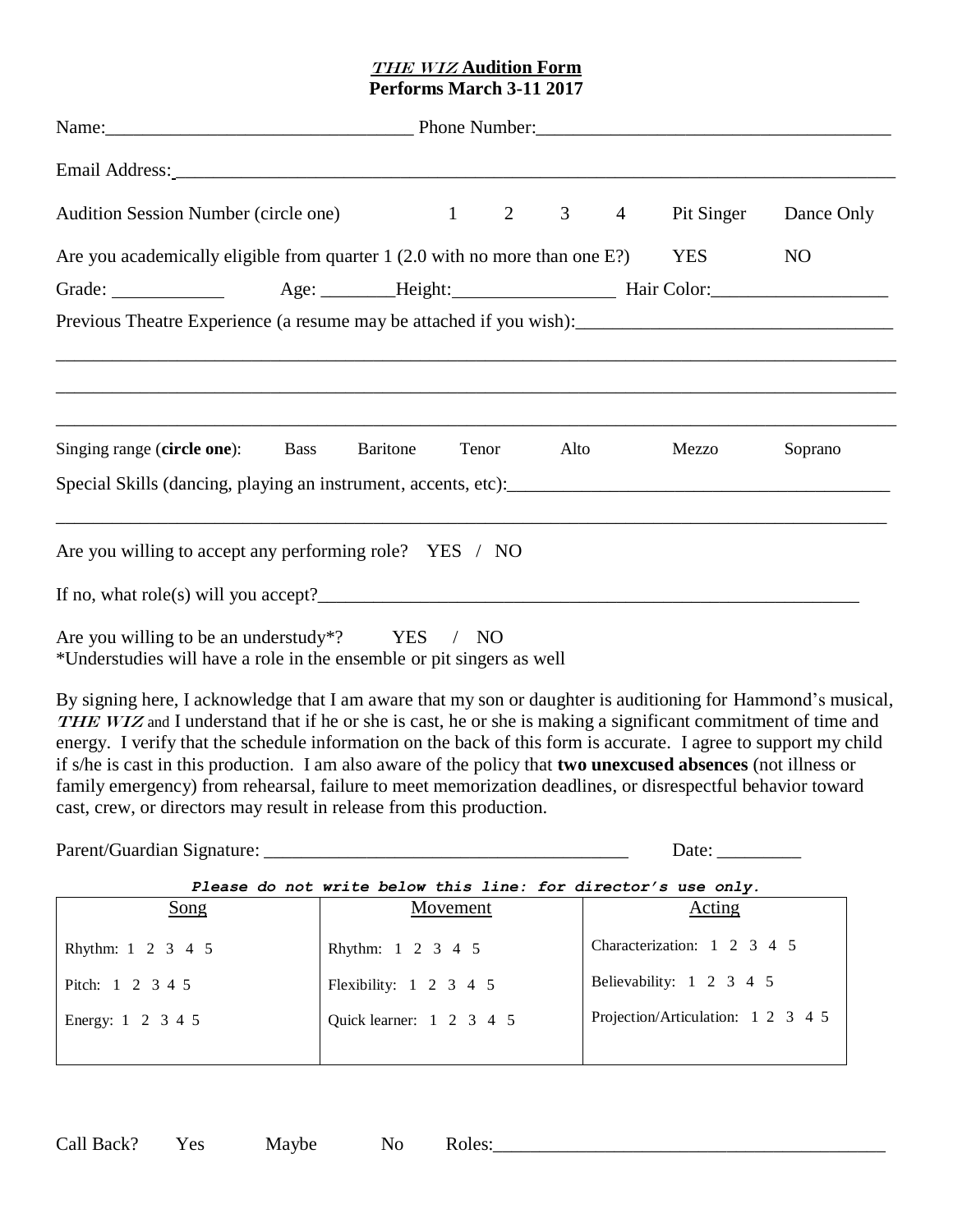# *THE WIZ* Audition Form
**Performs March 3-11 2017**

Name:________________________________ Phone Number:____________________________________

Email Address:_____________________________________________________________________________

Audition Session Number (circle one)    1    2    3    4    Pit Singer    Dance Only

Are you academically eligible from quarter 1 (2.0 with no more than one E?)    YES    NO

Grade: ____________ Age: ________Height:_________________ Hair Color:___________________

Previous Theatre Experience (a resume may be attached if you wish):_________________________________

_____________________________________________________________________________________

_____________________________________________________________________________________

_____________________________________________________________________________________

Singing range (**circle one**):    Bass    Baritone    Tenor    Alto    Mezzo    Soprano

Special Skills (dancing, playing an instrument, accents, etc):_________________________________________

_____________________________________________________________________________________

Are you willing to accept any performing role?  YES / NO

If no, what role(s) will you accept?____________________________________________________________

Are you willing to be an understudy*?    YES / NO

*Understudies will have a role in the ensemble or pit singers as well

By signing here, I acknowledge that I am aware that my son or daughter is auditioning for Hammond's musical, *THE WIZ* and I understand that if he or she is cast, he or she is making a significant commitment of time and energy. I verify that the schedule information on the back of this form is accurate. I agree to support my child if s/he is cast in this production. I am also aware of the policy that **two unexcused absences** (not illness or family emergency) from rehearsal, failure to meet memorization deadlines, or disrespectful behavior toward cast, crew, or directors may result in release from this production.

Parent/Guardian Signature: _______________________________________    Date: _________

***Please do not write below this line: for director's use only.***

| Song | Movement | Acting |
|---|---|---|
| Rhythm: 1 2 3 4 5 | Rhythm: 1 2 3 4 5 | Characterization: 1 2 3 4 5 |
| Pitch: 1 2 3 4 5 | Flexibility: 1 2 3 4 5 | Believability: 1 2 3 4 5 |
| Energy: 1 2 3 4 5 | Quick learner: 1 2 3 4 5 | Projection/Articulation: 1 2 3 4 5 |

Call Back?    Yes    Maybe    No    Roles:__________________________________________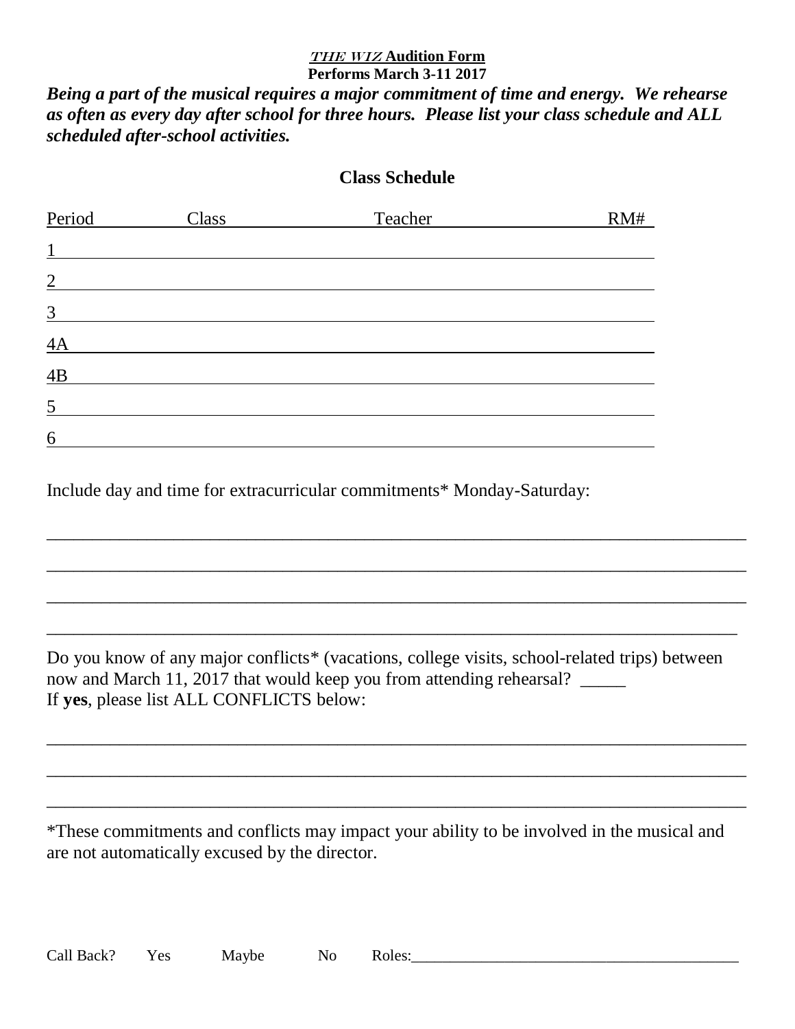***THE WIZ* Audition Form**
**Performs March 3-11 2017**

***Being a part of the musical requires a major commitment of time and energy. We rehearse as often as every day after school for three hours. Please list your class schedule and ALL scheduled after-school activities.***

## Class Schedule

| Period | Class | Teacher | RM# |
|---|---|---|---|
| 1 | | | |
| 2 | | | |
| 3 | | | |
| 4A | | | |
| 4B | | | |
| 5 | | | |
| 6 | | | |

Include day and time for extracurricular commitments* Monday-Saturday:

______________________________________________________________________________

______________________________________________________________________________

______________________________________________________________________________

______________________________________________________________________________

Do you know of any major conflicts* (vacations, college visits, school-related trips) between now and March 11, 2017 that would keep you from attending rehearsal? _____
If **yes**, please list ALL CONFLICTS below:

______________________________________________________________________________

______________________________________________________________________________

______________________________________________________________________________

*These commitments and conflicts may impact your ability to be involved in the musical and are not automatically excused by the director.

Call Back? Yes Maybe No Roles:_________________________________________